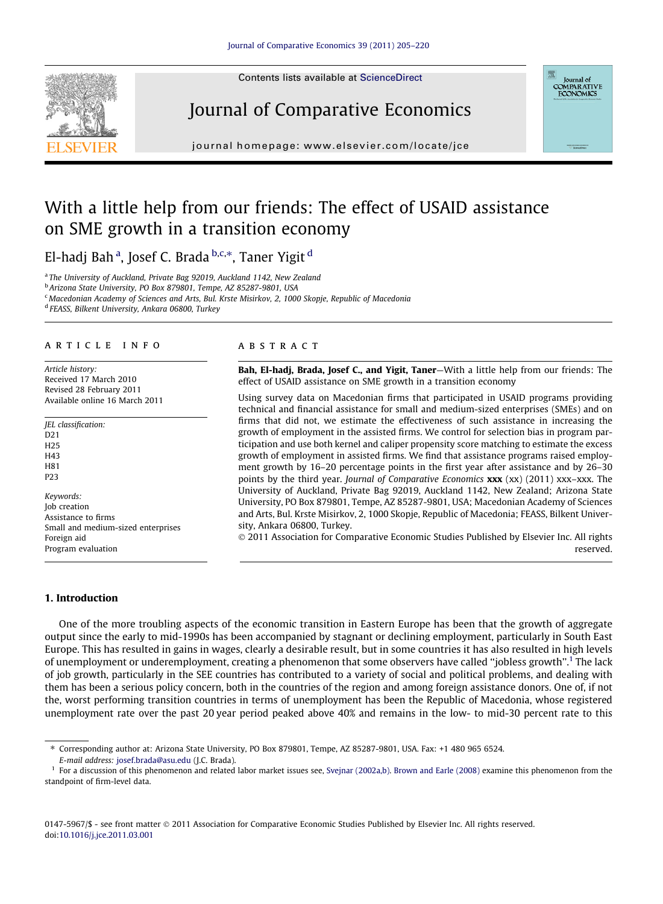# With a little help from our friends: The effect of USAID assistance on SME growth in a transition economy

El-hadj Bah [a], Josef C. Brada [b,c,*], Taner Yigit [d]

[a] The University of Auckland, Private Bag 92019, Auckland 1142, New Zealand
[b] Arizona State University, PO Box 879801, Tempe, AZ 85287-9801, USA
[c] Macedonian Academy of Sciences and Arts, Bul. Krste Misirkov, 2, 1000 Skopje, Republic of Macedonia
[d] FEASS, Bilkent University, Ankara 06800, Turkey

## ARTICLE INFO

*Article history:*
Received 17 March 2010
Revised 28 February 2011
Available online 16 March 2011

*JEL classification:*
D21
H25
H43
H81
P23

*Keywords:*
Job creation
Assistance to firms
Small and medium-sized enterprises
Foreign aid
Program evaluation

## ABSTRACT

**Bah, El-hadj, Brada, Josef C., and Yigit, Taner**—With a little help from our friends: The effect of USAID assistance on SME growth in a transition economy

Using survey data on Macedonian firms that participated in USAID programs providing technical and financial assistance for small and medium-sized enterprises (SMEs) and on firms that did not, we estimate the effectiveness of such assistance in increasing the growth of employment in the assisted firms. We control for selection bias in program participation and use both kernel and caliper propensity score matching to estimate the excess growth of employment in assisted firms. We find that assistance programs raised employment growth by 16–20 percentage points in the first year after assistance and by 26–30 points by the third year. *Journal of Comparative Economics* **xxx** (xx) (2011) xxx–xxx. The University of Auckland, Private Bag 92019, Auckland 1142, New Zealand; Arizona State University, PO Box 879801, Tempe, AZ 85287-9801, USA; Macedonian Academy of Sciences and Arts, Bul. Krste Misirkov, 2, 1000 Skopje, Republic of Macedonia; FEASS, Bilkent University, Ankara 06800, Turkey.

© 2011 Association for Comparative Economic Studies Published by Elsevier Inc. All rights reserved.

## 1. Introduction

One of the more troubling aspects of the economic transition in Eastern Europe has been that the growth of aggregate output since the early to mid-1990s has been accompanied by stagnant or declining employment, particularly in South East Europe. This has resulted in gains in wages, clearly a desirable result, but in some countries it has also resulted in high levels of unemployment or underemployment, creating a phenomenon that some observers have called "jobless growth".[1] The lack of job growth, particularly in the SEE countries has contributed to a variety of social and political problems, and dealing with them has been a serious policy concern, both in the countries of the region and among foreign assistance donors. One of, if not the, worst performing transition countries in terms of unemployment has been the Republic of Macedonia, whose registered unemployment rate over the past 20 year period peaked above 40% and remains in the low- to mid-30 percent rate to this

---

* Corresponding author at: Arizona State University, PO Box 879801, Tempe, AZ 85287-9801, USA. Fax: +1 480 965 6524.
*E-mail address:* josef.brada@asu.edu (J.C. Brada).

[1] For a discussion of this phenomenon and related labor market issues see, Svejnar (2002a,b). Brown and Earle (2008) examine this phenomenon from the standpoint of firm-level data.

0147-5967/$ - see front matter © 2011 Association for Comparative Economic Studies Published by Elsevier Inc. All rights reserved.
doi:10.1016/j.jce.2011.03.001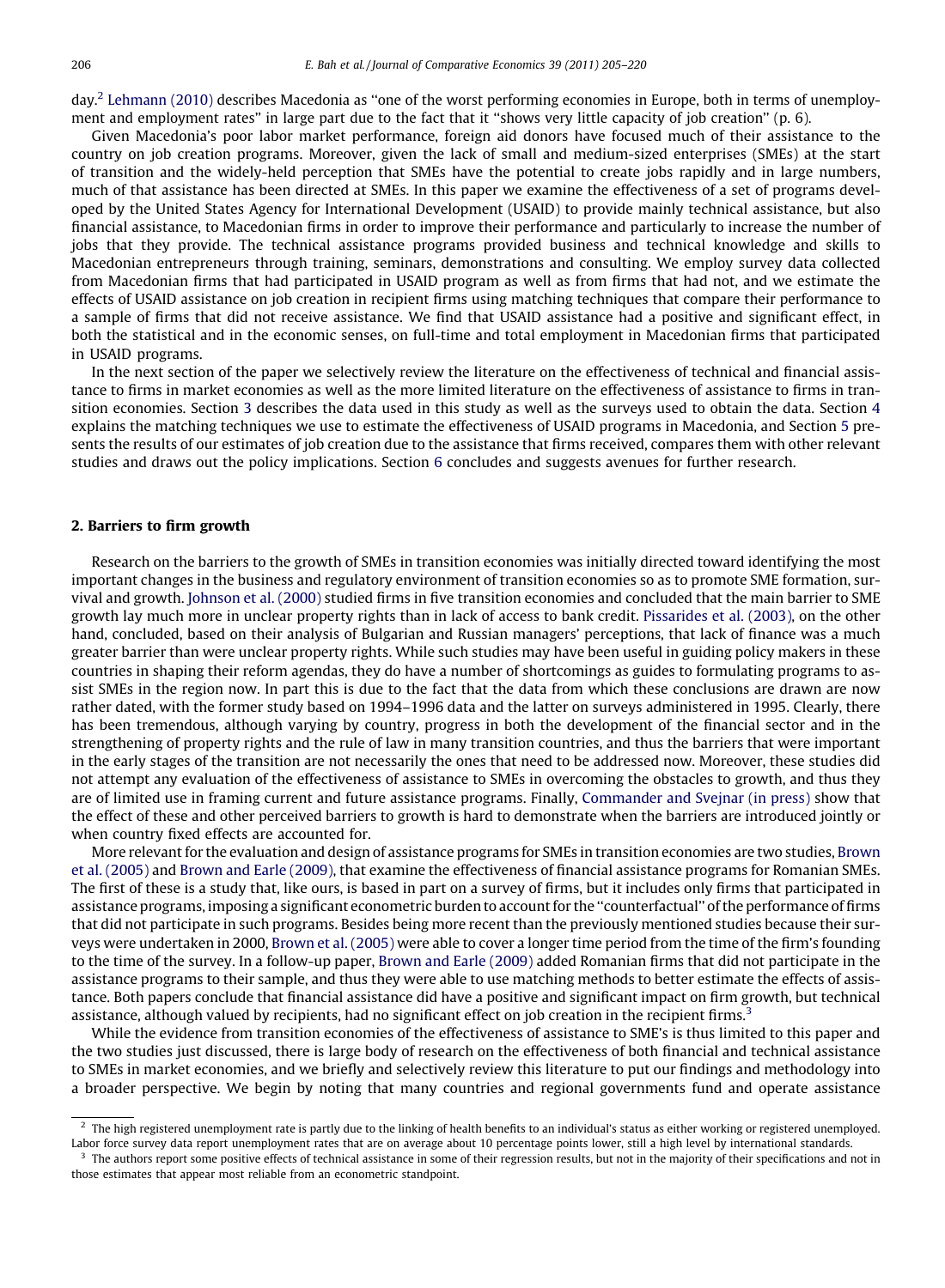day.[2] Lehmann (2010) describes Macedonia as "one of the worst performing economies in Europe, both in terms of unemployment and employment rates" in large part due to the fact that it "shows very little capacity of job creation" (p. 6).

Given Macedonia's poor labor market performance, foreign aid donors have focused much of their assistance to the country on job creation programs. Moreover, given the lack of small and medium-sized enterprises (SMEs) at the start of transition and the widely-held perception that SMEs have the potential to create jobs rapidly and in large numbers, much of that assistance has been directed at SMEs. In this paper we examine the effectiveness of a set of programs developed by the United States Agency for International Development (USAID) to provide mainly technical assistance, but also financial assistance, to Macedonian firms in order to improve their performance and particularly to increase the number of jobs that they provide. The technical assistance programs provided business and technical knowledge and skills to Macedonian entrepreneurs through training, seminars, demonstrations and consulting. We employ survey data collected from Macedonian firms that had participated in USAID program as well as from firms that had not, and we estimate the effects of USAID assistance on job creation in recipient firms using matching techniques that compare their performance to a sample of firms that did not receive assistance. We find that USAID assistance had a positive and significant effect, in both the statistical and in the economic senses, on full-time and total employment in Macedonian firms that participated in USAID programs.

In the next section of the paper we selectively review the literature on the effectiveness of technical and financial assistance to firms in market economies as well as the more limited literature on the effectiveness of assistance to firms in transition economies. Section 3 describes the data used in this study as well as the surveys used to obtain the data. Section 4 explains the matching techniques we use to estimate the effectiveness of USAID programs in Macedonia, and Section 5 presents the results of our estimates of job creation due to the assistance that firms received, compares them with other relevant studies and draws out the policy implications. Section 6 concludes and suggests avenues for further research.

## 2. Barriers to firm growth

Research on the barriers to the growth of SMEs in transition economies was initially directed toward identifying the most important changes in the business and regulatory environment of transition economies so as to promote SME formation, survival and growth. Johnson et al. (2000) studied firms in five transition economies and concluded that the main barrier to SME growth lay much more in unclear property rights than in lack of access to bank credit. Pissarides et al. (2003), on the other hand, concluded, based on their analysis of Bulgarian and Russian managers' perceptions, that lack of finance was a much greater barrier than were unclear property rights. While such studies may have been useful in guiding policy makers in these countries in shaping their reform agendas, they do have a number of shortcomings as guides to formulating programs to assist SMEs in the region now. In part this is due to the fact that the data from which these conclusions are drawn are now rather dated, with the former study based on 1994–1996 data and the latter on surveys administered in 1995. Clearly, there has been tremendous, although varying by country, progress in both the development of the financial sector and in the strengthening of property rights and the rule of law in many transition countries, and thus the barriers that were important in the early stages of the transition are not necessarily the ones that need to be addressed now. Moreover, these studies did not attempt any evaluation of the effectiveness of assistance to SMEs in overcoming the obstacles to growth, and thus they are of limited use in framing current and future assistance programs. Finally, Commander and Svejnar (in press) show that the effect of these and other perceived barriers to growth is hard to demonstrate when the barriers are introduced jointly or when country fixed effects are accounted for.

More relevant for the evaluation and design of assistance programs for SMEs in transition economies are two studies, Brown et al. (2005) and Brown and Earle (2009), that examine the effectiveness of financial assistance programs for Romanian SMEs. The first of these is a study that, like ours, is based in part on a survey of firms, but it includes only firms that participated in assistance programs, imposing a significant econometric burden to account for the "counterfactual" of the performance of firms that did not participate in such programs. Besides being more recent than the previously mentioned studies because their surveys were undertaken in 2000, Brown et al. (2005) were able to cover a longer time period from the time of the firm's founding to the time of the survey. In a follow-up paper, Brown and Earle (2009) added Romanian firms that did not participate in the assistance programs to their sample, and thus they were able to use matching methods to better estimate the effects of assistance. Both papers conclude that financial assistance did have a positive and significant impact on firm growth, but technical assistance, although valued by recipients, had no significant effect on job creation in the recipient firms.[3]

While the evidence from transition economies of the effectiveness of assistance to SME's is thus limited to this paper and the two studies just discussed, there is large body of research on the effectiveness of both financial and technical assistance to SMEs in market economies, and we briefly and selectively review this literature to put our findings and methodology into a broader perspective. We begin by noting that many countries and regional governments fund and operate assistance

[2] The high registered unemployment rate is partly due to the linking of health benefits to an individual's status as either working or registered unemployed. Labor force survey data report unemployment rates that are on average about 10 percentage points lower, still a high level by international standards.

[3] The authors report some positive effects of technical assistance in some of their regression results, but not in the majority of their specifications and not in those estimates that appear most reliable from an econometric standpoint.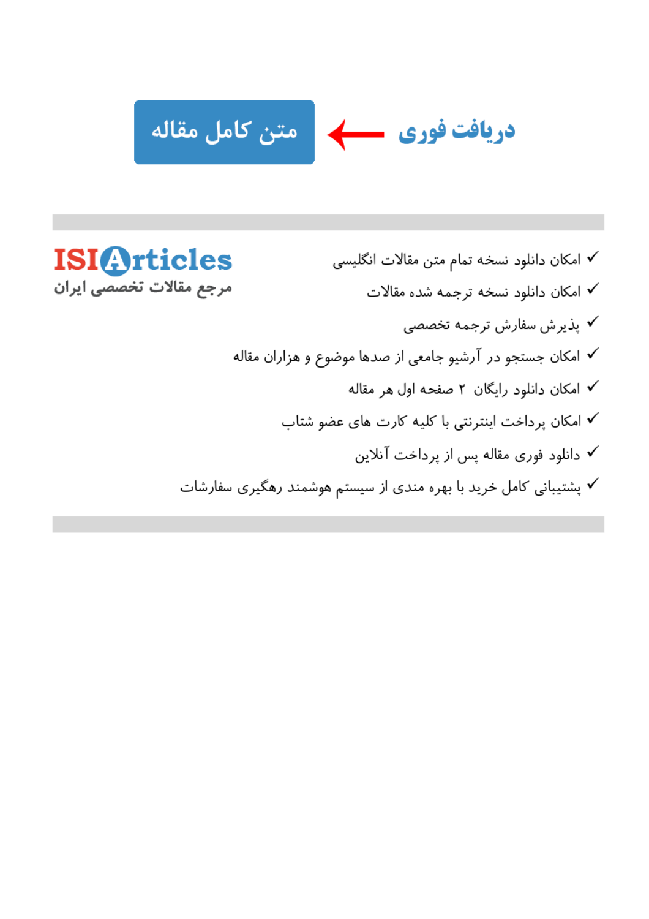دریافت فوری ← **متن کامل مقاله**

**ISIArticles**
مرجع مقالات تخصصی ایران

- ✓ امکان دانلود نسخه تمام متن مقالات انگلیسی
- ✓ امکان دانلود نسخه ترجمه شده مقالات
- ✓ پذیرش سفارش ترجمه تخصصی
- ✓ امکان جستجو در آرشیو جامعی از صدها موضوع و هزاران مقاله
- ✓ امکان دانلود رایگان ۲ صفحه اول هر مقاله
- ✓ امکان پرداخت اینترنتی با کلیه کارت های عضو شتاب
- ✓ دانلود فوری مقاله پس از پرداخت آنلاین
- ✓ پشتیبانی کامل خرید با بهره مندی از سیستم هوشمند رهگیری سفارشات